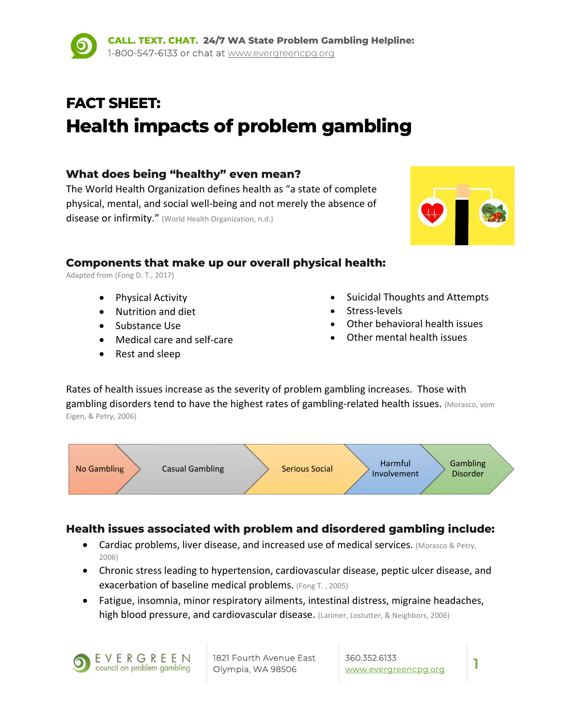**CALL. TEXT. CHAT. 24/7 WA State Problem Gambling Helpline:**
1-800-547-6133 or chat at www.evergreencpg.org

# FACT SHEET:
# Health impacts of problem gambling

### What does being "healthy" even mean?

The World Health Organization defines health as "a state of complete physical, mental, and social well-being and not merely the absence of disease or infirmity." (World Health Organization, n.d.)

### Components that make up our overall physical health:

Adapted from (Fong D. T., 2017)

- Physical Activity
- Nutrition and diet
- Substance Use
- Medical care and self-care
- Rest and sleep
- Suicidal Thoughts and Attempts
- Stress-levels
- Other behavioral health issues
- Other mental health issues

Rates of health issues increase as the severity of problem gambling increases. Those with gambling disorders tend to have the highest rates of gambling-related health issues. (Morasco, vom Eigen, & Petry, 2006)

No Gambling → Casual Gambling → Serious Social → Harmful Involvement → Gambling Disorder

### Health issues associated with problem and disordered gambling include:

- Cardiac problems, liver disease, and increased use of medical services. (Morasco & Petry, 2006)
- Chronic stress leading to hypertension, cardiovascular disease, peptic ulcer disease, and exacerbation of baseline medical problems. (Fong T. , 2005)
- Fatigue, insomnia, minor respiratory ailments, intestinal distress, migraine headaches, high blood pressure, and cardiovascular disease. (Larimer, Lostutter, & Neighbors, 2006)

EVERGREEN council on problem gambling | 1821 Fourth Avenue East, Olympia, WA 98506 | 360.352.6133 | www.evergreencpg.org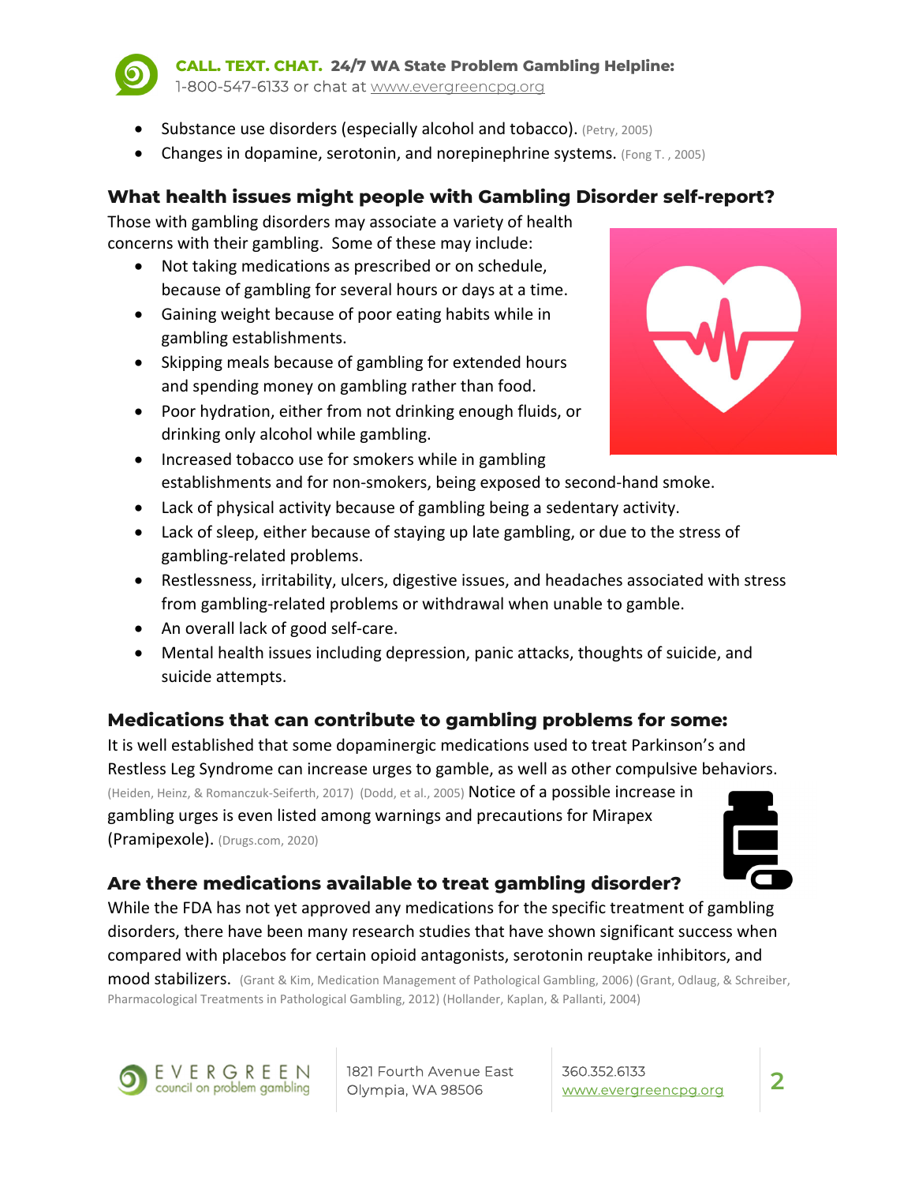- Substance use disorders (especially alcohol and tobacco). (Petry, 2005)
- Changes in dopamine, serotonin, and norepinephrine systems. (Fong T. , 2005)

## What health issues might people with Gambling Disorder self-report?

Those with gambling disorders may associate a variety of health concerns with their gambling. Some of these may include:

- Not taking medications as prescribed or on schedule, because of gambling for several hours or days at a time.
- Gaining weight because of poor eating habits while in gambling establishments.
- Skipping meals because of gambling for extended hours and spending money on gambling rather than food.
- Poor hydration, either from not drinking enough fluids, or drinking only alcohol while gambling.
- Increased tobacco use for smokers while in gambling establishments and for non-smokers, being exposed to second-hand smoke.
- Lack of physical activity because of gambling being a sedentary activity.
- Lack of sleep, either because of staying up late gambling, or due to the stress of gambling-related problems.
- Restlessness, irritability, ulcers, digestive issues, and headaches associated with stress from gambling-related problems or withdrawal when unable to gamble.
- An overall lack of good self-care.
- Mental health issues including depression, panic attacks, thoughts of suicide, and suicide attempts.

## Medications that can contribute to gambling problems for some:

It is well established that some dopaminergic medications used to treat Parkinson's and Restless Leg Syndrome can increase urges to gamble, as well as other compulsive behaviors. (Heiden, Heinz, & Romanczuk-Seiferth, 2017) (Dodd, et al., 2005) Notice of a possible increase in gambling urges is even listed among warnings and precautions for Mirapex (Pramipexole). (Drugs.com, 2020)

## Are there medications available to treat gambling disorder?

While the FDA has not yet approved any medications for the specific treatment of gambling disorders, there have been many research studies that have shown significant success when compared with placebos for certain opioid antagonists, serotonin reuptake inhibitors, and mood stabilizers. (Grant & Kim, Medication Management of Pathological Gambling, 2006) (Grant, Odlaug, & Schreiber, Pharmacological Treatments in Pathological Gambling, 2012) (Hollander, Kaplan, & Pallanti, 2004)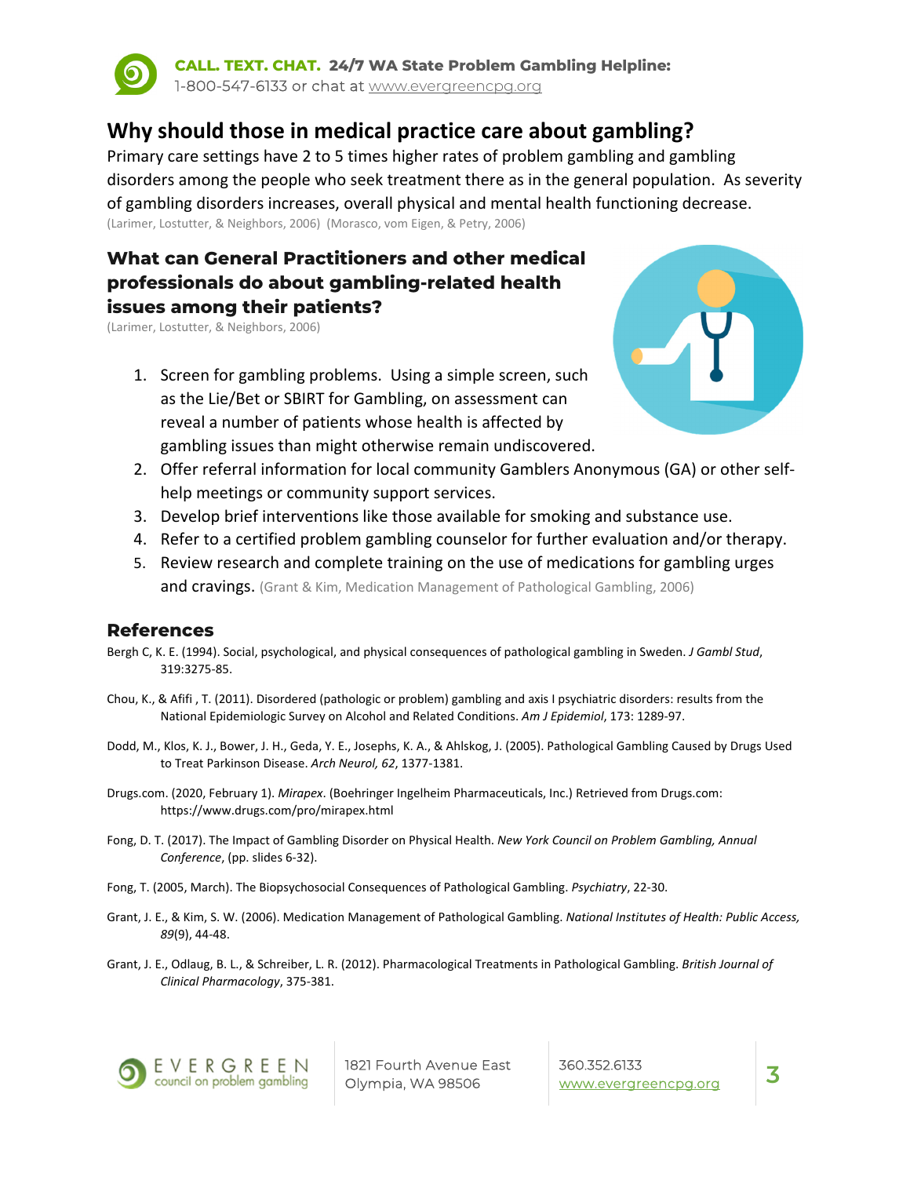**CALL. TEXT. CHAT. 24/7 WA State Problem Gambling Helpline:**
1-800-547-6133 or chat at www.evergreencpg.org

## Why should those in medical practice care about gambling?

Primary care settings have 2 to 5 times higher rates of problem gambling and gambling disorders among the people who seek treatment there as in the general population. As severity of gambling disorders increases, overall physical and mental health functioning decrease.
(Larimer, Lostutter, & Neighbors, 2006) (Morasco, vom Eigen, & Petry, 2006)

### What can General Practitioners and other medical professionals do about gambling-related health issues among their patients?

(Larimer, Lostutter, & Neighbors, 2006)

1. Screen for gambling problems. Using a simple screen, such as the Lie/Bet or SBIRT for Gambling, on assessment can reveal a number of patients whose health is affected by gambling issues than might otherwise remain undiscovered.
2. Offer referral information for local community Gamblers Anonymous (GA) or other self-help meetings or community support services.
3. Develop brief interventions like those available for smoking and substance use.
4. Refer to a certified problem gambling counselor for further evaluation and/or therapy.
5. Review research and complete training on the use of medications for gambling urges and cravings. (Grant & Kim, Medication Management of Pathological Gambling, 2006)

## References

Bergh C, K. E. (1994). Social, psychological, and physical consequences of pathological gambling in Sweden. *J Gambl Stud*, 319:3275-85.

Chou, K., & Afifi , T. (2011). Disordered (pathologic or problem) gambling and axis I psychiatric disorders: results from the National Epidemiologic Survey on Alcohol and Related Conditions. *Am J Epidemiol*, 173: 1289-97.

Dodd, M., Klos, K. J., Bower, J. H., Geda, Y. E., Josephs, K. A., & Ahlskog, J. (2005). Pathological Gambling Caused by Drugs Used to Treat Parkinson Disease. *Arch Neurol, 62*, 1377-1381.

Drugs.com. (2020, February 1). *Mirapex*. (Boehringer Ingelheim Pharmaceuticals, Inc.) Retrieved from Drugs.com: https://www.drugs.com/pro/mirapex.html

Fong, D. T. (2017). The Impact of Gambling Disorder on Physical Health. *New York Council on Problem Gambling, Annual Conference*, (pp. slides 6-32).

Fong, T. (2005, March). The Biopsychosocial Consequences of Pathological Gambling. *Psychiatry*, 22-30.

Grant, J. E., & Kim, S. W. (2006). Medication Management of Pathological Gambling. *National Institutes of Health: Public Access, 89*(9), 44-48.

Grant, J. E., Odlaug, B. L., & Schreiber, L. R. (2012). Pharmacological Treatments in Pathological Gambling. *British Journal of Clinical Pharmacology*, 375-381.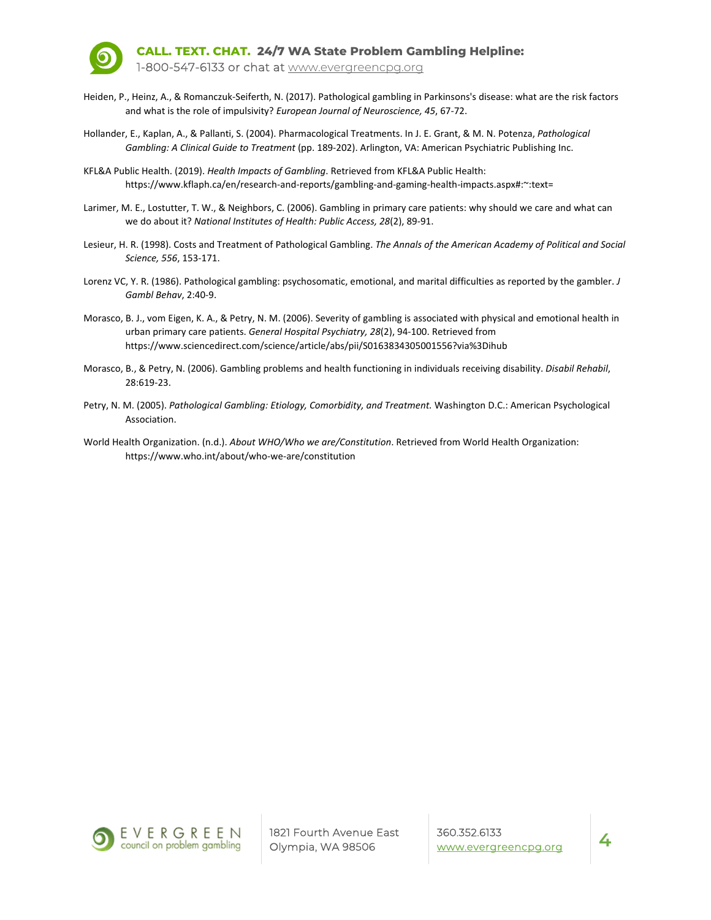Heiden, P., Heinz, A., & Romanczuk-Seiferth, N. (2017). Pathological gambling in Parkinsons's disease: what are the risk factors and what is the role of impulsivity? *European Journal of Neuroscience, 45*, 67-72.

Hollander, E., Kaplan, A., & Pallanti, S. (2004). Pharmacological Treatments. In J. E. Grant, & M. N. Potenza, *Pathological Gambling: A Clinical Guide to Treatment* (pp. 189-202). Arlington, VA: American Psychiatric Publishing Inc.

KFL&A Public Health. (2019). *Health Impacts of Gambling*. Retrieved from KFL&A Public Health: https://www.kflaph.ca/en/research-and-reports/gambling-and-gaming-health-impacts.aspx#:~:text=

Larimer, M. E., Lostutter, T. W., & Neighbors, C. (2006). Gambling in primary care patients: why should we care and what can we do about it? *National Institutes of Health: Public Access, 28*(2), 89-91.

Lesieur, H. R. (1998). Costs and Treatment of Pathological Gambling. *The Annals of the American Academy of Political and Social Science, 556*, 153-171.

Lorenz VC, Y. R. (1986). Pathological gambling: psychosomatic, emotional, and marital difficulties as reported by the gambler. *J Gambl Behav*, 2:40-9.

Morasco, B. J., vom Eigen, K. A., & Petry, N. M. (2006). Severity of gambling is associated with physical and emotional health in urban primary care patients. *General Hospital Psychiatry, 28*(2), 94-100. Retrieved from https://www.sciencedirect.com/science/article/abs/pii/S0163834305001556?via%3Dihub

Morasco, B., & Petry, N. (2006). Gambling problems and health functioning in individuals receiving disability. *Disabil Rehabil*, 28:619-23.

Petry, N. M. (2005). *Pathological Gambling: Etiology, Comorbidity, and Treatment.* Washington D.C.: American Psychological Association.

World Health Organization. (n.d.). *About WHO/Who we are/Constitution*. Retrieved from World Health Organization: https://www.who.int/about/who-we-are/constitution